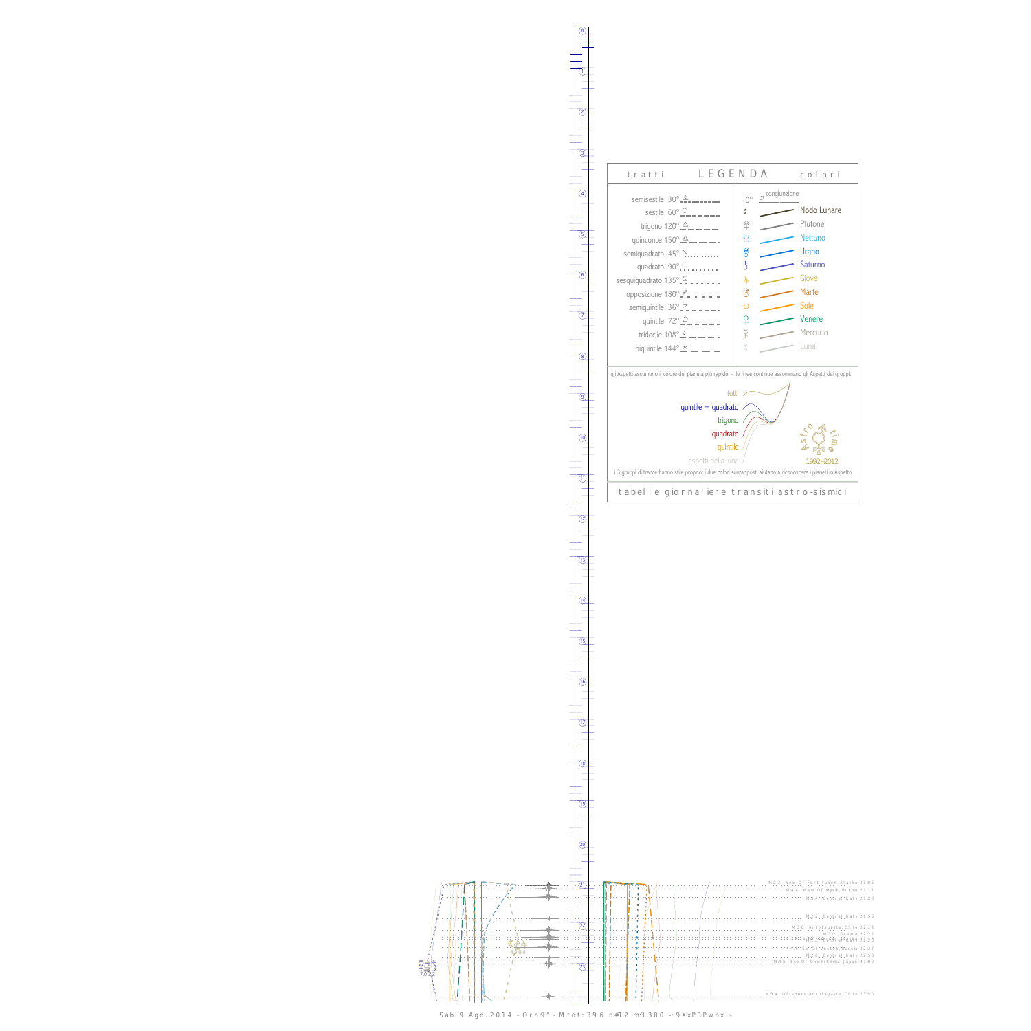## tratti LEGENDA colori

| tratti | | colori | |
|---|---|---|---|
| semisestile 30° | | 0° congiunzione | |
| sestile 60° | | ☊ | Nodo Lunare |
| trigono 120° | | ♇ | Plutone |
| quinconce 150° | | ♆ | Nettuno |
| semiquadrato 45° | | ♅ | Urano |
| quadrato 90° | | ♄ | Saturno |
| sesquiquadrato 135° | | ♃ | Giove |
| opposizione 180° | | ♂ | Marte |
| semiquintile 36° | | ☉ | Sole |
| quintile 72° | | ♀ | Venere |
| tridecile 108° | | ☿ | Mercurio |
| biquintile 144° | | ☾ | Luna |

gli Aspetti assumono il colore del pianeta più rapido - le linee continue assommano gli Aspetti dei gruppi:

- tutti
- quintile + quadrato
- trigono
- quadrato
- quintile
- aspetti della luna

Astro time 1992–2012

i 3 gruppi di tracce hanno stile proprio; i due colori sovrapposti aiutano a riconoscere i pianeti in Aspetto

tabelle giornaliere transiti astro-sismici

M:3.3 Nnw Of Fort Yukon, Alaska 21:06
M:4.9 Wsw Of Ilyas, Burma 21:11
M:3.4 Central Italy 21:23
M:3.2 Central Italy 21:55
M:3.8 Antofagasta, Chile 22:12
M:3.0 Greece 22:22
M:4.4 Sw Of Vostok, Russia 22:37
M:3.0 Central Italy 22:53
M:4.6 Ese Of Chichi-Shima, Japan 23:02
M:3.4 Offshore Antofagasta, Chile 23:50

Sab. 9 Ago. 2014 - Orb:9° - M.tot: 39.6 n#12 m:3.300 -: 9XxPRPwhx :-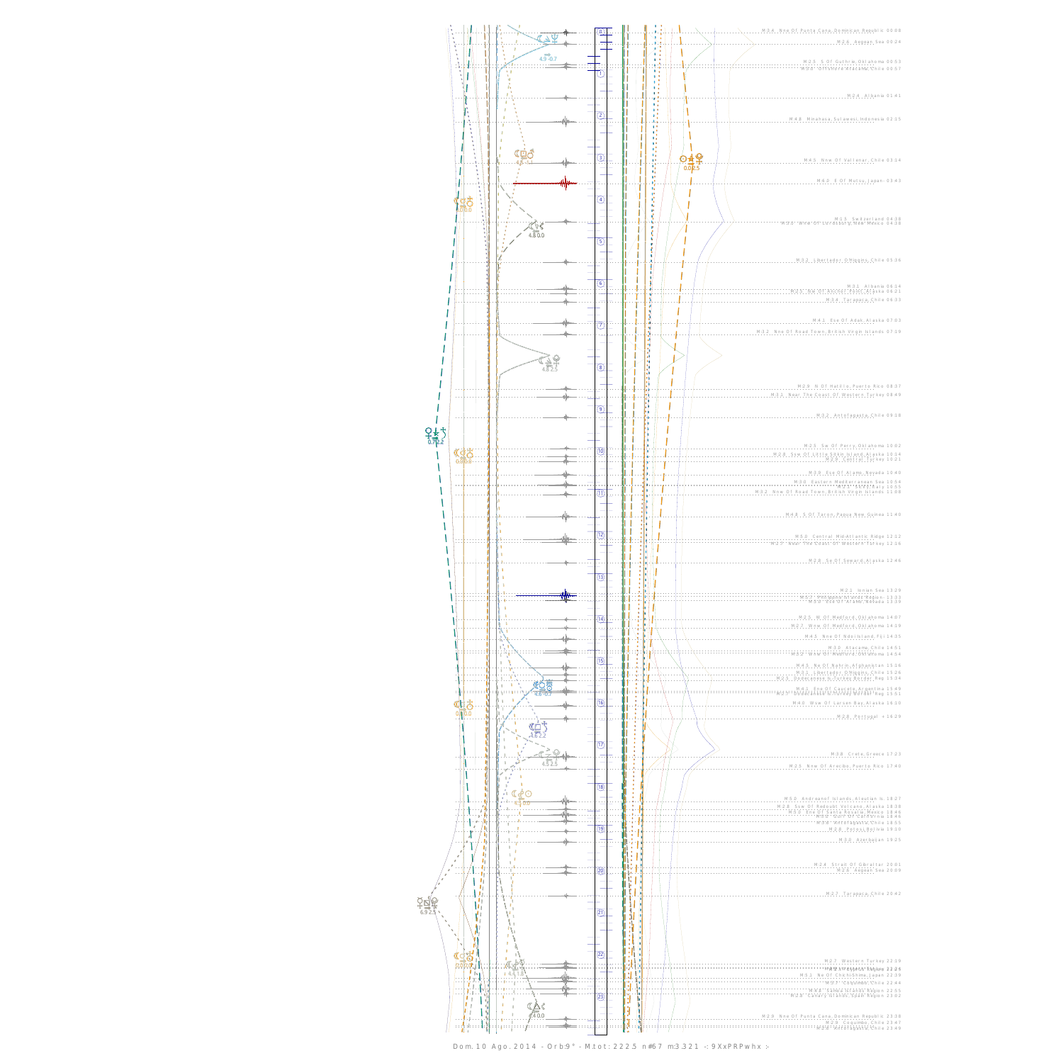M 3.4 Nne Of Punta Cana, Dominican Republic 00:08
M 2.6 Aegean Sea 00:24
M 2.5 S Of Guthrie, Oklahoma 00:53
M 3.0 Offshore Atacama, Chile 00:57
M 2.4 Albania 01:41
M 4.8 Minahasa, Sulawesi, Indonesia 02:15
M 4.5 Nnw Of Vallenar, Chile 03:14
M 6.0 E Of Mutsu, Japan 03:43
M 1.5 Switzerland 04:38
M 3.0 Wnw Of Lordsburg, New Mexico 04:38
M 3.2 Libertador O'Higgins, Chile 05:36
M 3.1 Albania 06:14
M 2.5 Nw Of Anchor Point, Alaska 06:21
M 3.4 Tarapaca, Chile 06:33
M 4.1 Ese Of Adak, Alaska 07:03
M 3.2 Nne Of Road Town, British Virgin Islands 07:19
M 2.9 N Of Hatillo, Puerto Rico 08:37
M 3.1 Near The Coast Of Western Turkey 08:49
M 3.2 Antofagasta, Chile 09:18
M 2.3 Sw Of Perry, Oklahoma 10:02
M 2.8 Ssw Of Little Sitkin Island, Alaska 10:14
M 2.6 Central Turkey 10:21
M 3.0 Ese Of Alamo, Nevada 10:40
M 3.0 Eastern Mediterranean Sea 10:54
M 2.4 Sicily, Italy 10:55
M 3.2 Nnw Of Road Town, British Virgin Islands 11:08
M 4.8 S Of Taron, Papua New Guinea 11:40
M 5.0 Central Mid-Atlantic Ridge 12:12
M 2.7 Near The Coast Of Western Turkey 12:16
M 2.8 Se Of Seward, Alaska 12:46
M 2.1 Ionian Sea 13:29
M 5.7 Philippine Islands Region 13:33
M 3.0 Ese Of Alamo, Nevada 13:39
M 2.5 W Of Medford, Oklahoma 14:07
M 2.7 Wsw Of Medford, Oklahoma 14:19
M 4.5 Nne Of Ndoi Island, Fiji 14:35
M 3.0 Atacama, Chile 14:51
M 3.2 Wsw Of Medford, Oklahoma 14:54
M 4.5 Ne Of Nahrin, Afghanistan 15:16
M 3.2 Libertador O'Higgins, Chile 15:26
M 2.5 Dodecanese Is.-Turkey Border Reg 15:34
M 4.1 Ene Of Caucete, Argentina 15:49
M 2.5 Dodecanese Is.-Turkey Border Reg 15:51
M 4.0 Wsw Of Larsen Bay, Alaska 16:10
M 2.8 Portugal 16:29
M 3.8 Crete, Greece 17:23
M 2.5 Nnw Of Arecibo, Puerto Rico 17:40
M 5.0 Andreanof Islands, Aleutian Is. 18:27
M 2.8 Ssw Of Redoubt Volcano, Alaska 18:38
M 3.2 Ene Of Santa Rosalia, Mexico 18:46
M 3.0 Gulf Of California 18:46
M 3.4 Antofagasta, Chile 18:55
M 2.8 Potosi, Bolivia 19:10
M 3.0 Azerbaijan 19:25
M 2.4 Strait Of Gibraltar 20:01
M 2.6 Aegean Sea 20:09
M 2.7 Tarapaca, Chile 20:42
M 2.7 Western Turkey 22:19
M 2.5 Western Turkey 22:24
M 5.1 Nw Of Chichi-Shima, Japan 22:39
M 3.7 Coquimbo, Chile 22:44
M 4.8 Samoa Islands Region 22:55
M 2.8 Canary Islands, Spain Region 23:02
M 2.9 Nne Of Punta Cana, Dominican Republic 23:38
M 2.9 Coquimbo, Chile 23:47
M 3.2 Antofagasta, Chile 23:49

4.9 -0.7
4.9 -1.1
0.0 2.5
0.0 0.0
4.8 0.0
4.8 2.5
0.7 2.2
0.0 0.0
4.6 -0.7
4.6 2.2
0.0 0.0
4.5 2.5
4.5 0.0
6.9 2.5
0.0 0.0
4.4 1.8
4.4 0.0

Dom. 10 Ago. 2014 - Orb: 9° - M.tot: 222.5 n#67 m3.321 -: 9XxPRPwhx :-